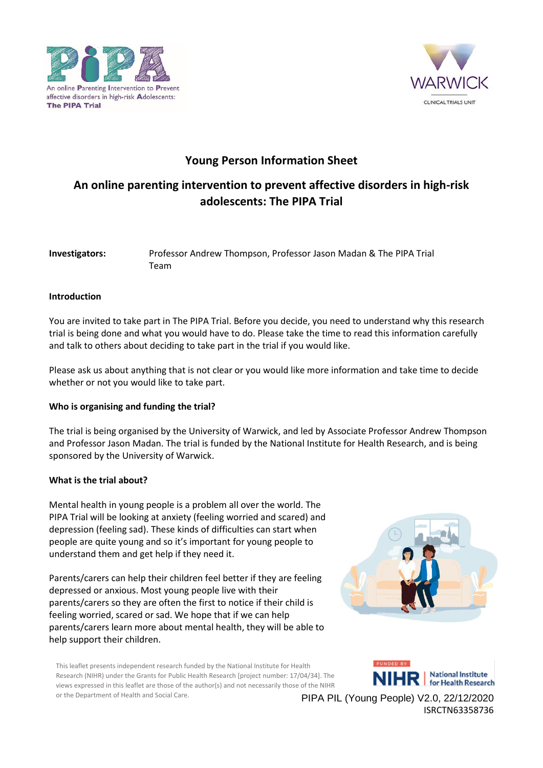## Young Person Information Sheet

## An online parenting intervention to prevent affective disorders in high-risk adolescents: The PIPA Trial

**Investigators:** Professor Andrew Thompson, Professor Jason Madan & The PIPA Trial Team

**Introduction**

You are invited to take part in The PIPA Trial. Before you decide, you need to understand why this research trial is being done and what you would have to do. Please take the time to read this information carefully and talk to others about deciding to take part in the trial if you would like.

Please ask us about anything that is not clear or you would like more information and take time to decide whether or not you would like to take part.

**Who is organising and funding the trial?**

The trial is being organised by the University of Warwick, and led by Associate Professor Andrew Thompson and Professor Jason Madan. The trial is funded by the National Institute for Health Research, and is being sponsored by the University of Warwick.

**What is the trial about?**

Mental health in young people is a problem all over the world. The PIPA Trial will be looking at anxiety (feeling worried and scared) and depression (feeling sad). These kinds of difficulties can start when people are quite young and so it's important for young people to understand them and get help if they need it.

Parents/carers can help their children feel better if they are feeling depressed or anxious. Most young people live with their parents/carers so they are often the first to notice if their child is feeling worried, scared or sad. We hope that if we can help parents/carers learn more about mental health, they will be able to help support their children.

This leaflet presents independent research funded by the National Institute for Health Research (NIHR) under the Grants for Public Health Research [project number: 17/04/34]. The views expressed in this leaflet are those of the author(s) and not necessarily those of the NIHR or the Department of Health and Social Care.

PIPA PIL (Young People) V2.0, 22/12/2020
ISRCTN63358736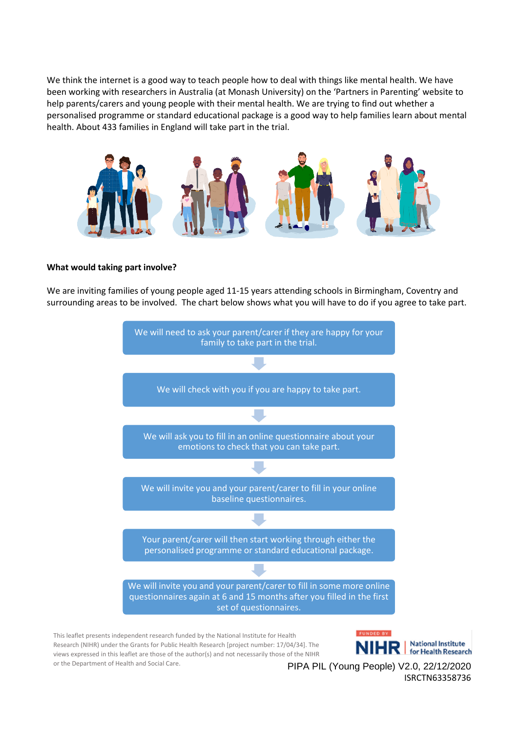We think the internet is a good way to teach people how to deal with things like mental health. We have been working with researchers in Australia (at Monash University) on the 'Partners in Parenting' website to help parents/carers and young people with their mental health. We are trying to find out whether a personalised programme or standard educational package is a good way to help families learn about mental health. About 433 families in England will take part in the trial.

**What would taking part involve?**

We are inviting families of young people aged 11-15 years attending schools in Birmingham, Coventry and surrounding areas to be involved. The chart below shows what you will have to do if you agree to take part.

We will need to ask your parent/carer if they are happy for your family to take part in the trial.

↓

We will check with you if you are happy to take part.

↓

We will ask you to fill in an online questionnaire about your emotions to check that you can take part.

↓

We will invite you and your parent/carer to fill in your online baseline questionnaires.

↓

Your parent/carer will then start working through either the personalised programme or standard educational package.

↓

We will invite you and your parent/carer to fill in some more online questionnaires again at 6 and 15 months after you filled in the first set of questionnaires.

This leaflet presents independent research funded by the National Institute for Health Research (NIHR) under the Grants for Public Health Research [project number: 17/04/34]. The views expressed in this leaflet are those of the author(s) and not necessarily those of the NIHR or the Department of Health and Social Care.

FUNDED BY NIHR | National Institute for Health Research

PIPA PIL (Young People) V2.0, 22/12/2020
ISRCTN63358736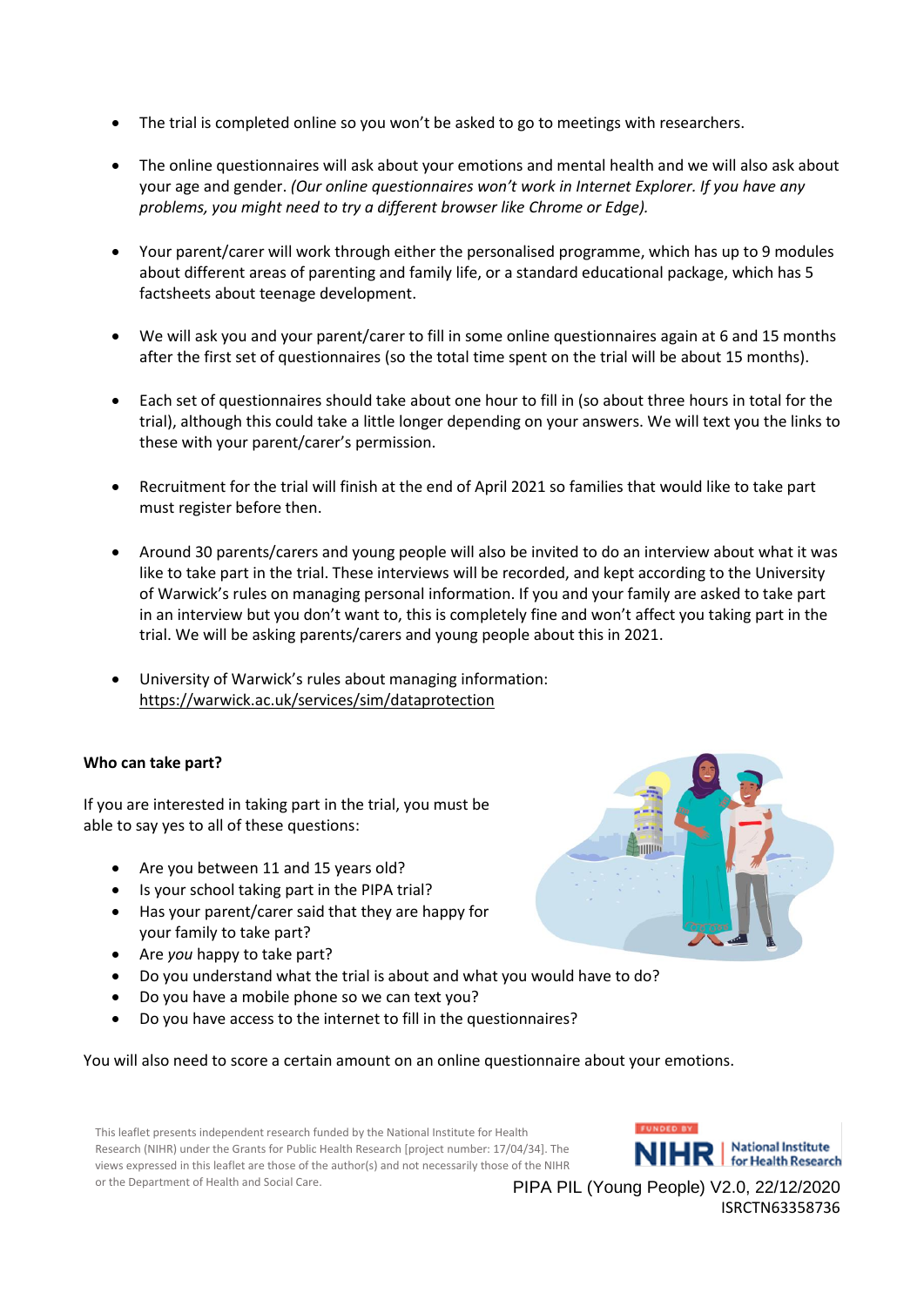- The trial is completed online so you won't be asked to go to meetings with researchers.

- The online questionnaires will ask about your emotions and mental health and we will also ask about your age and gender. *(Our online questionnaires won't work in Internet Explorer. If you have any problems, you might need to try a different browser like Chrome or Edge).*

- Your parent/carer will work through either the personalised programme, which has up to 9 modules about different areas of parenting and family life, or a standard educational package, which has 5 factsheets about teenage development.

- We will ask you and your parent/carer to fill in some online questionnaires again at 6 and 15 months after the first set of questionnaires (so the total time spent on the trial will be about 15 months).

- Each set of questionnaires should take about one hour to fill in (so about three hours in total for the trial), although this could take a little longer depending on your answers. We will text you the links to these with your parent/carer's permission.

- Recruitment for the trial will finish at the end of April 2021 so families that would like to take part must register before then.

- Around 30 parents/carers and young people will also be invited to do an interview about what it was like to take part in the trial. These interviews will be recorded, and kept according to the University of Warwick's rules on managing personal information. If you and your family are asked to take part in an interview but you don't want to, this is completely fine and won't affect you taking part in the trial. We will be asking parents/carers and young people about this in 2021.

- University of Warwick's rules about managing information: https://warwick.ac.uk/services/sim/dataprotection

**Who can take part?**

If you are interested in taking part in the trial, you must be able to say yes to all of these questions:

- Are you between 11 and 15 years old?
- Is your school taking part in the PIPA trial?
- Has your parent/carer said that they are happy for your family to take part?
- Are *you* happy to take part?
- Do you understand what the trial is about and what you would have to do?
- Do you have a mobile phone so we can text you?
- Do you have access to the internet to fill in the questionnaires?

You will also need to score a certain amount on an online questionnaire about your emotions.

This leaflet presents independent research funded by the National Institute for Health Research (NIHR) under the Grants for Public Health Research [project number: 17/04/34]. The views expressed in this leaflet are those of the author(s) and not necessarily those of the NIHR or the Department of Health and Social Care.

PIPA PIL (Young People) V2.0, 22/12/2020
ISRCTN63358736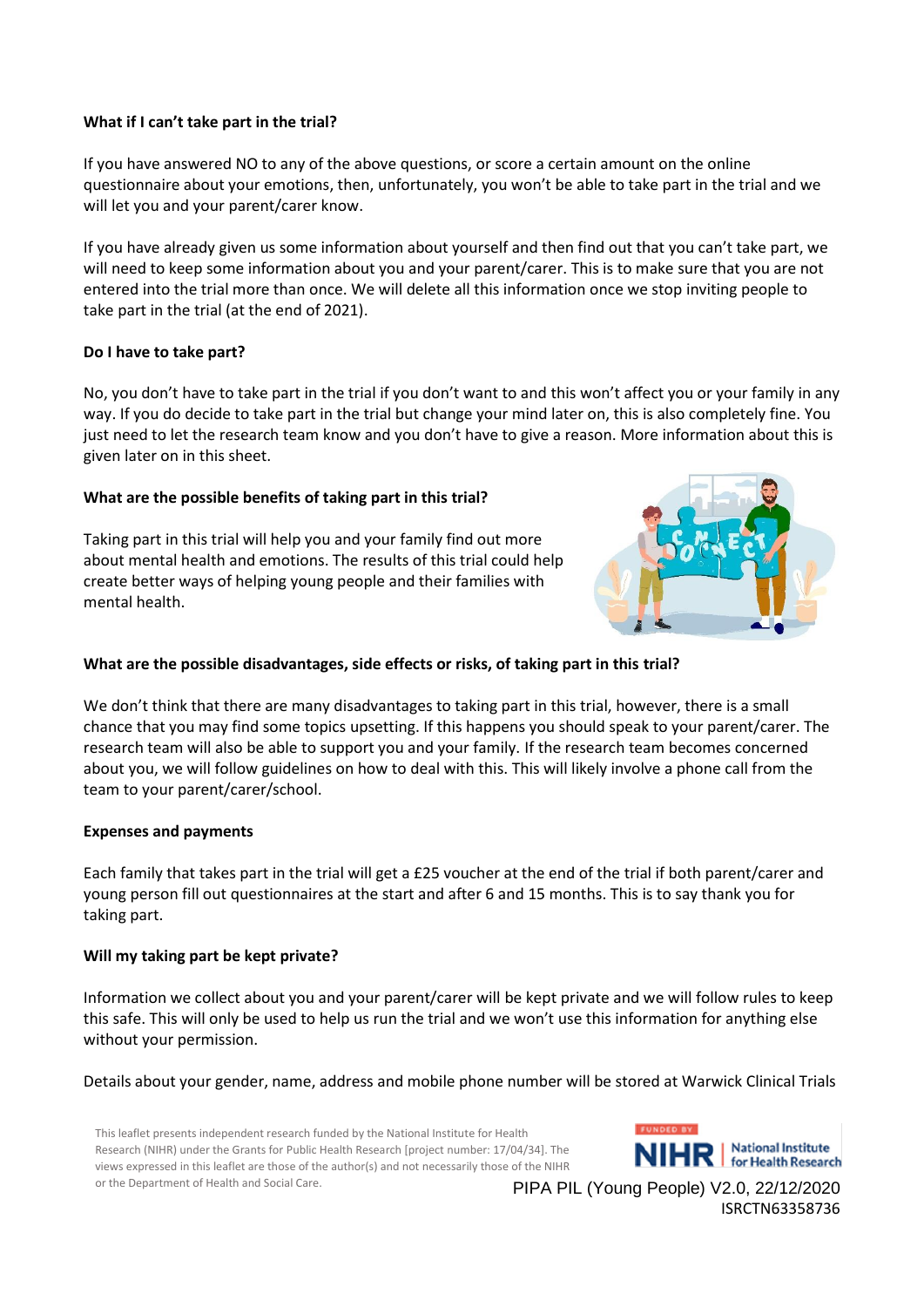**What if I can't take part in the trial?**

If you have answered NO to any of the above questions, or score a certain amount on the online questionnaire about your emotions, then, unfortunately, you won't be able to take part in the trial and we will let you and your parent/carer know.

If you have already given us some information about yourself and then find out that you can't take part, we will need to keep some information about you and your parent/carer. This is to make sure that you are not entered into the trial more than once. We will delete all this information once we stop inviting people to take part in the trial (at the end of 2021).

**Do I have to take part?**

No, you don't have to take part in the trial if you don't want to and this won't affect you or your family in any way. If you do decide to take part in the trial but change your mind later on, this is also completely fine. You just need to let the research team know and you don't have to give a reason. More information about this is given later on in this sheet.

**What are the possible benefits of taking part in this trial?**

Taking part in this trial will help you and your family find out more about mental health and emotions. The results of this trial could help create better ways of helping young people and their families with mental health.

**What are the possible disadvantages, side effects or risks, of taking part in this trial?**

We don't think that there are many disadvantages to taking part in this trial, however, there is a small chance that you may find some topics upsetting. If this happens you should speak to your parent/carer. The research team will also be able to support you and your family. If the research team becomes concerned about you, we will follow guidelines on how to deal with this. This will likely involve a phone call from the team to your parent/carer/school.

**Expenses and payments**

Each family that takes part in the trial will get a £25 voucher at the end of the trial if both parent/carer and young person fill out questionnaires at the start and after 6 and 15 months. This is to say thank you for taking part.

**Will my taking part be kept private?**

Information we collect about you and your parent/carer will be kept private and we will follow rules to keep this safe. This will only be used to help us run the trial and we won't use this information for anything else without your permission.

Details about your gender, name, address and mobile phone number will be stored at Warwick Clinical Trials

This leaflet presents independent research funded by the National Institute for Health Research (NIHR) under the Grants for Public Health Research [project number: 17/04/34]. The views expressed in this leaflet are those of the author(s) and not necessarily those of the NIHR or the Department of Health and Social Care.

PIPA PIL (Young People) V2.0, 22/12/2020
ISRCTN63358736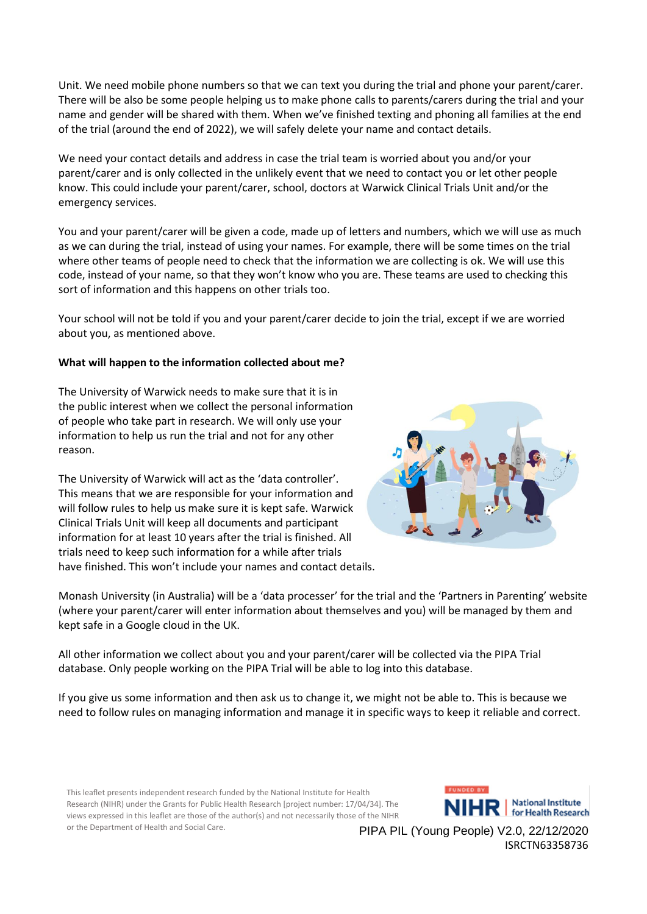Unit. We need mobile phone numbers so that we can text you during the trial and phone your parent/carer. There will be also be some people helping us to make phone calls to parents/carers during the trial and your name and gender will be shared with them. When we've finished texting and phoning all families at the end of the trial (around the end of 2022), we will safely delete your name and contact details.

We need your contact details and address in case the trial team is worried about you and/or your parent/carer and is only collected in the unlikely event that we need to contact you or let other people know. This could include your parent/carer, school, doctors at Warwick Clinical Trials Unit and/or the emergency services.

You and your parent/carer will be given a code, made up of letters and numbers, which we will use as much as we can during the trial, instead of using your names. For example, there will be some times on the trial where other teams of people need to check that the information we are collecting is ok. We will use this code, instead of your name, so that they won't know who you are. These teams are used to checking this sort of information and this happens on other trials too.

Your school will not be told if you and your parent/carer decide to join the trial, except if we are worried about you, as mentioned above.

**What will happen to the information collected about me?**

The University of Warwick needs to make sure that it is in the public interest when we collect the personal information of people who take part in research. We will only use your information to help us run the trial and not for any other reason.

The University of Warwick will act as the 'data controller'. This means that we are responsible for your information and will follow rules to help us make sure it is kept safe. Warwick Clinical Trials Unit will keep all documents and participant information for at least 10 years after the trial is finished. All trials need to keep such information for a while after trials have finished. This won't include your names and contact details.

Monash University (in Australia) will be a 'data processer' for the trial and the 'Partners in Parenting' website (where your parent/carer will enter information about themselves and you) will be managed by them and kept safe in a Google cloud in the UK.

All other information we collect about you and your parent/carer will be collected via the PIPA Trial database. Only people working on the PIPA Trial will be able to log into this database.

If you give us some information and then ask us to change it, we might not be able to. This is because we need to follow rules on managing information and manage it in specific ways to keep it reliable and correct.

This leaflet presents independent research funded by the National Institute for Health Research (NIHR) under the Grants for Public Health Research [project number: 17/04/34]. The views expressed in this leaflet are those of the author(s) and not necessarily those of the NIHR or the Department of Health and Social Care.

PIPA PIL (Young People) V2.0, 22/12/2020
ISRCTN63358736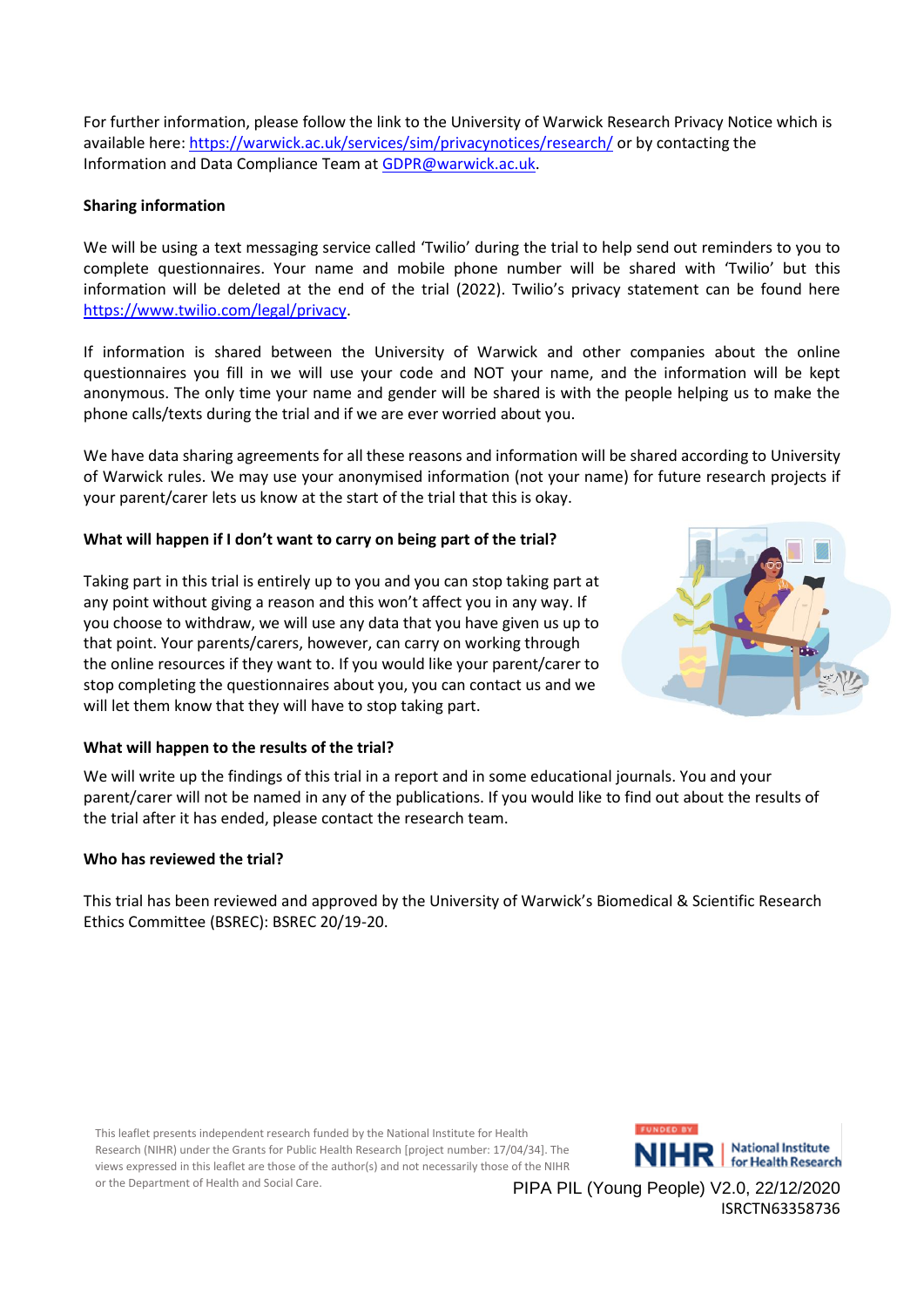For further information, please follow the link to the University of Warwick Research Privacy Notice which is available here: https://warwick.ac.uk/services/sim/privacynotices/research/ or by contacting the Information and Data Compliance Team at GDPR@warwick.ac.uk.

**Sharing information**

We will be using a text messaging service called 'Twilio' during the trial to help send out reminders to you to complete questionnaires. Your name and mobile phone number will be shared with 'Twilio' but this information will be deleted at the end of the trial (2022). Twilio's privacy statement can be found here https://www.twilio.com/legal/privacy.

If information is shared between the University of Warwick and other companies about the online questionnaires you fill in we will use your code and NOT your name, and the information will be kept anonymous. The only time your name and gender will be shared is with the people helping us to make the phone calls/texts during the trial and if we are ever worried about you.

We have data sharing agreements for all these reasons and information will be shared according to University of Warwick rules. We may use your anonymised information (not your name) for future research projects if your parent/carer lets us know at the start of the trial that this is okay.

**What will happen if I don't want to carry on being part of the trial?**

Taking part in this trial is entirely up to you and you can stop taking part at any point without giving a reason and this won't affect you in any way. If you choose to withdraw, we will use any data that you have given us up to that point. Your parents/carers, however, can carry on working through the online resources if they want to. If you would like your parent/carer to stop completing the questionnaires about you, you can contact us and we will let them know that they will have to stop taking part.

**What will happen to the results of the trial?**

We will write up the findings of this trial in a report and in some educational journals. You and your parent/carer will not be named in any of the publications. If you would like to find out about the results of the trial after it has ended, please contact the research team.

**Who has reviewed the trial?**

This trial has been reviewed and approved by the University of Warwick's Biomedical & Scientific Research Ethics Committee (BSREC): BSREC 20/19-20.

This leaflet presents independent research funded by the National Institute for Health Research (NIHR) under the Grants for Public Health Research [project number: 17/04/34]. The views expressed in this leaflet are those of the author(s) and not necessarily those of the NIHR or the Department of Health and Social Care.

FUNDED BY NIHR | National Institute for Health Research

PIPA PIL (Young People) V2.0, 22/12/2020
ISRCTN63358736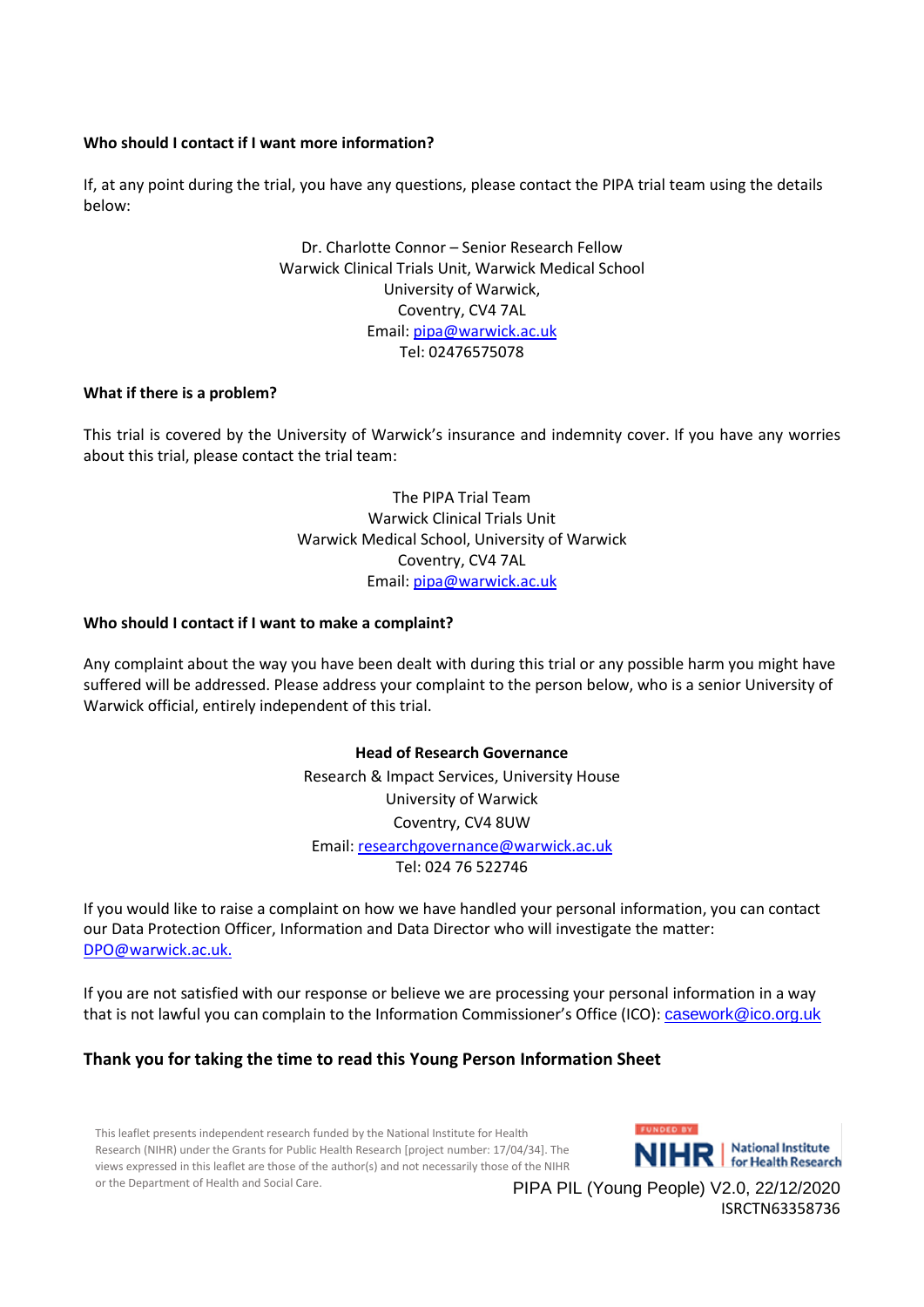**Who should I contact if I want more information?**

If, at any point during the trial, you have any questions, please contact the PIPA trial team using the details below:

Dr. Charlotte Connor – Senior Research Fellow
Warwick Clinical Trials Unit, Warwick Medical School
University of Warwick,
Coventry, CV4 7AL
Email: pipa@warwick.ac.uk
Tel: 02476575078

**What if there is a problem?**

This trial is covered by the University of Warwick's insurance and indemnity cover. If you have any worries about this trial, please contact the trial team:

The PIPA Trial Team
Warwick Clinical Trials Unit
Warwick Medical School, University of Warwick
Coventry, CV4 7AL
Email: pipa@warwick.ac.uk

**Who should I contact if I want to make a complaint?**

Any complaint about the way you have been dealt with during this trial or any possible harm you might have suffered will be addressed. Please address your complaint to the person below, who is a senior University of Warwick official, entirely independent of this trial.

**Head of Research Governance**
Research & Impact Services, University House
University of Warwick
Coventry, CV4 8UW
Email: researchgovernance@warwick.ac.uk
Tel: 024 76 522746

If you would like to raise a complaint on how we have handled your personal information, you can contact our Data Protection Officer, Information and Data Director who will investigate the matter: DPO@warwick.ac.uk.

If you are not satisfied with our response or believe we are processing your personal information in a way that is not lawful you can complain to the Information Commissioner's Office (ICO): casework@ico.org.uk

**Thank you for taking the time to read this Young Person Information Sheet**

This leaflet presents independent research funded by the National Institute for Health Research (NIHR) under the Grants for Public Health Research [project number: 17/04/34]. The views expressed in this leaflet are those of the author(s) and not necessarily those of the NIHR or the Department of Health and Social Care.

FUNDED BY NIHR | National Institute for Health Research

PIPA PIL (Young People) V2.0, 22/12/2020
ISRCTN63358736